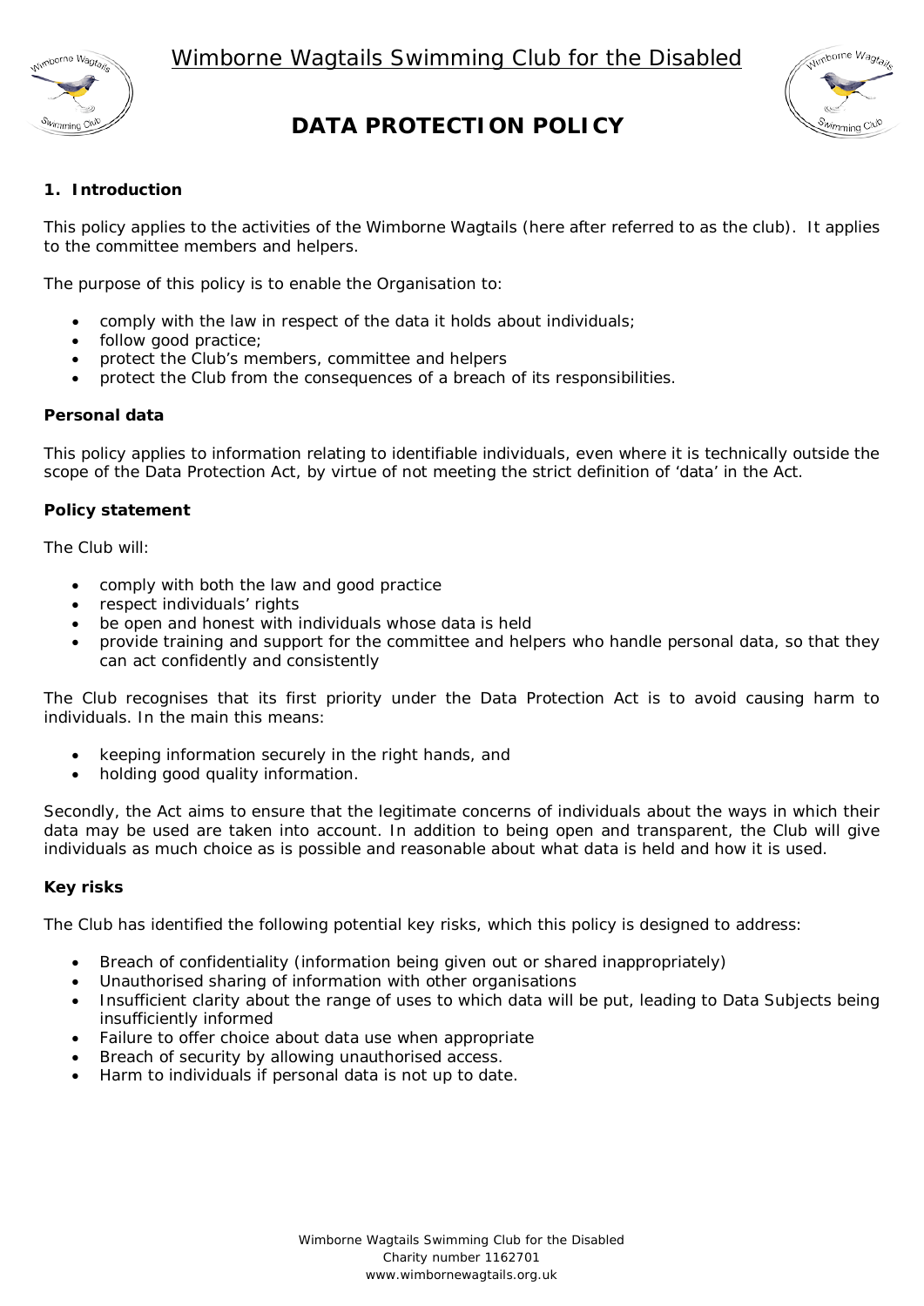Wimborne Wagtails Swimming Club for the Disabled

# DATA PROTECTION POLICY

## 1. Introduction

This policy applies to the activities of the Wimborne Wagtails (here after referred to as the club). It applies to the committee members and helpers.

The purpose of this policy is to enable the Organisation to:

- comply with the law in respect of the data it holds about individuals;
- follow good practice;
- protect the Club's members, committee and helpers
- protect the Club from the consequences of a breach of its responsibilities.

### Personal data

This policy applies to information relating to identifiable individuals, even where it is technically outside the scope of the Data Protection Act, by virtue of not meeting the strict definition of 'data' in the Act.

### Policy statement

The Club will:

- comply with both the law and good practice
- respect individuals' rights
- be open and honest with individuals whose data is held
- provide training and support for the committee and helpers who handle personal data, so that they can act confidently and consistently

The Club recognises that its first priority under the Data Protection Act is to avoid causing harm to individuals. In the main this means:

- keeping information securely in the right hands, and
- holding good quality information.

Secondly, the Act aims to ensure that the legitimate concerns of individuals about the ways in which their data may be used are taken into account. In addition to being open and transparent, the Club will give individuals as much choice as is possible and reasonable about what data is held and how it is used.

### Key risks

The Club has identified the following potential key risks, which this policy is designed to address:

- Breach of confidentiality (information being given out or shared inappropriately)
- Unauthorised sharing of information with other organisations
- Insufficient clarity about the range of uses to which data will be put, leading to Data Subjects being insufficiently informed
- Failure to offer choice about data use when appropriate
- Breach of security by allowing unauthorised access.
- Harm to individuals if personal data is not up to date.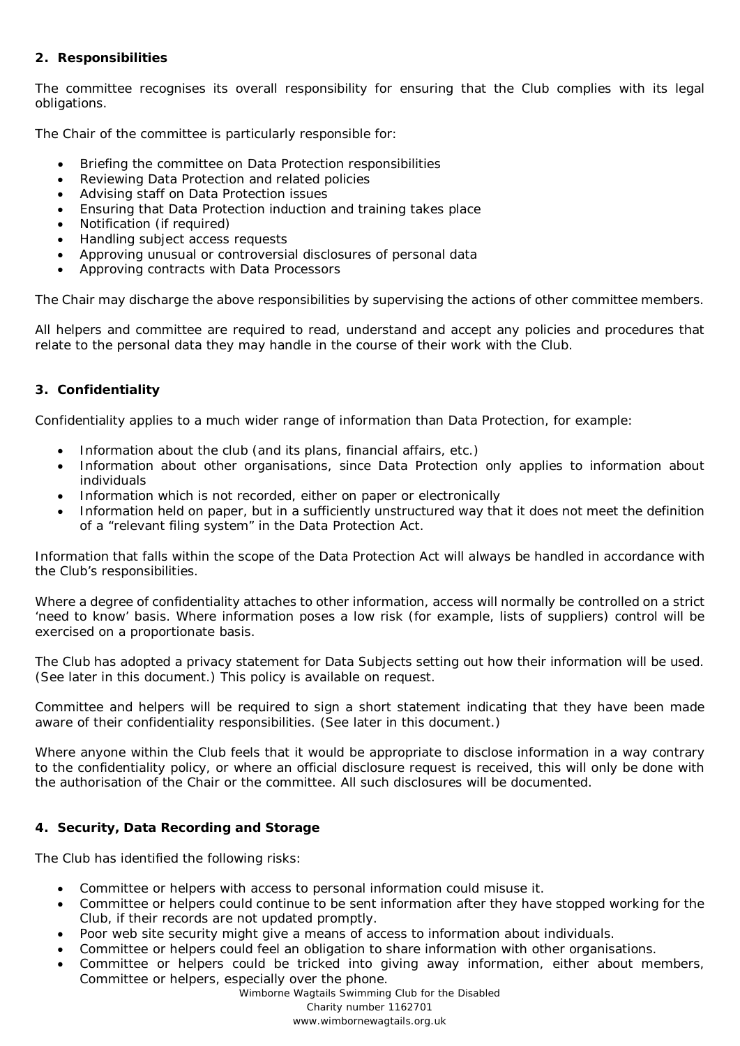## 2. Responsibilities

The committee recognises its overall responsibility for ensuring that the Club complies with its legal obligations.

The Chair of the committee is particularly responsible for:

- Briefing the committee on Data Protection responsibilities
- Reviewing Data Protection and related policies
- Advising staff on Data Protection issues
- Ensuring that Data Protection induction and training takes place
- Notification (if required)
- Handling subject access requests
- Approving unusual or controversial disclosures of personal data
- Approving contracts with Data Processors

The Chair may discharge the above responsibilities by supervising the actions of other committee members.

All helpers and committee are required to read, understand and accept any policies and procedures that relate to the personal data they may handle in the course of their work with the Club.

## 3. Confidentiality

Confidentiality applies to a much wider range of information than Data Protection, for example:

- Information about the club (and its plans, financial affairs, etc.)
- Information about other organisations, since Data Protection only applies to information about individuals
- Information which is not recorded, either on paper or electronically
- Information held on paper, but in a sufficiently unstructured way that it does not meet the definition of a "relevant filing system" in the Data Protection Act.

Information that falls within the scope of the Data Protection Act will always be handled in accordance with the Club's responsibilities.

Where a degree of confidentiality attaches to other information, access will normally be controlled on a strict 'need to know' basis. Where information poses a low risk (for example, lists of suppliers) control will be exercised on a proportionate basis.

The Club has adopted a privacy statement for Data Subjects setting out how their information will be used. (See later in this document.) This policy is available on request.

Committee and helpers will be required to sign a short statement indicating that they have been made aware of their confidentiality responsibilities. (See later in this document.)

Where anyone within the Club feels that it would be appropriate to disclose information in a way contrary to the confidentiality policy, or where an official disclosure request is received, this will only be done with the authorisation of the Chair or the committee. All such disclosures will be documented.

## 4. Security, Data Recording and Storage

The Club has identified the following risks:

- Committee or helpers with access to personal information could misuse it.
- Committee or helpers could continue to be sent information after they have stopped working for the Club, if their records are not updated promptly.
- Poor web site security might give a means of access to information about individuals.
- Committee or helpers could feel an obligation to share information with other organisations.
- Committee or helpers could be tricked into giving away information, either about members, Committee or helpers, especially over the phone.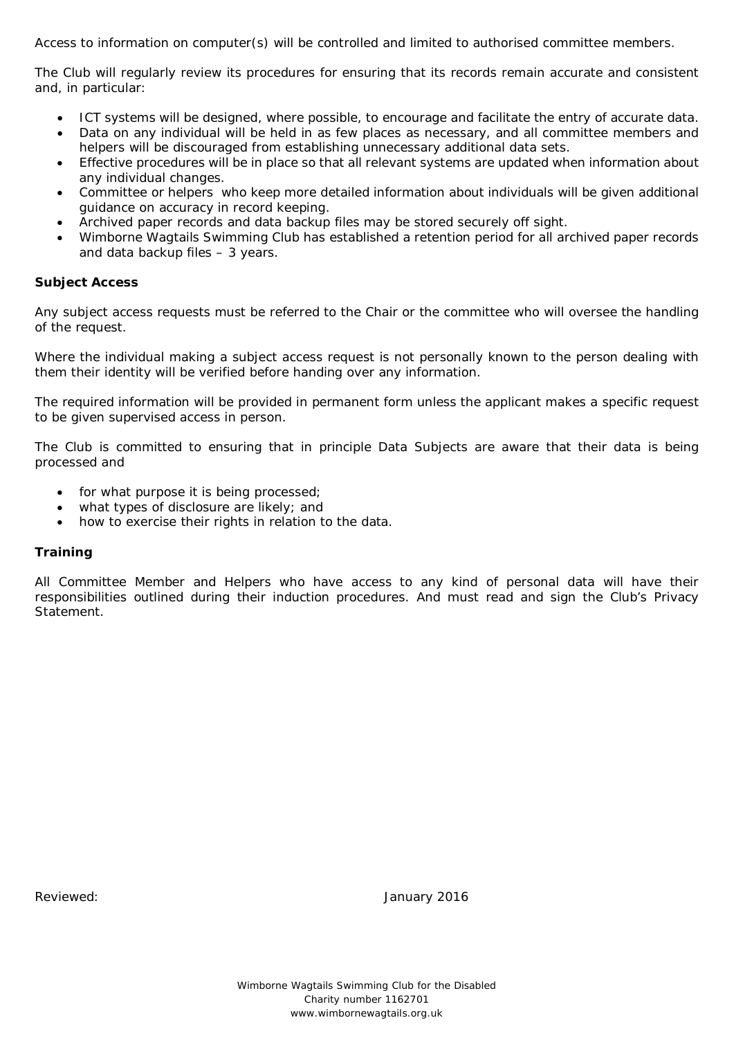Access to information on computer(s) will be controlled and limited to authorised committee members.

The Club will regularly review its procedures for ensuring that its records remain accurate and consistent and, in particular:

- ICT systems will be designed, where possible, to encourage and facilitate the entry of accurate data.
- Data on any individual will be held in as few places as necessary, and all committee members and helpers will be discouraged from establishing unnecessary additional data sets.
- Effective procedures will be in place so that all relevant systems are updated when information about any individual changes.
- Committee or helpers who keep more detailed information about individuals will be given additional guidance on accuracy in record keeping.
- Archived paper records and data backup files may be stored securely off sight.
- Wimborne Wagtails Swimming Club has established a retention period for all archived paper records and data backup files – 3 years.

**Subject Access**

Any subject access requests must be referred to the Chair or the committee who will oversee the handling of the request.

Where the individual making a subject access request is not personally known to the person dealing with them their identity will be verified before handing over any information.

The required information will be provided in permanent form unless the applicant makes a specific request to be given supervised access in person.

The Club is committed to ensuring that in principle Data Subjects are aware that their data is being processed and

- for what purpose it is being processed;
- what types of disclosure are likely; and
- how to exercise their rights in relation to the data.

**Training**

All Committee Member and Helpers who have access to any kind of personal data will have their responsibilities outlined during their induction procedures. And must read and sign the Club's Privacy Statement.

Reviewed: January 2016

Wimborne Wagtails Swimming Club for the Disabled
Charity number 1162701
www.wimbornewagtails.org.uk